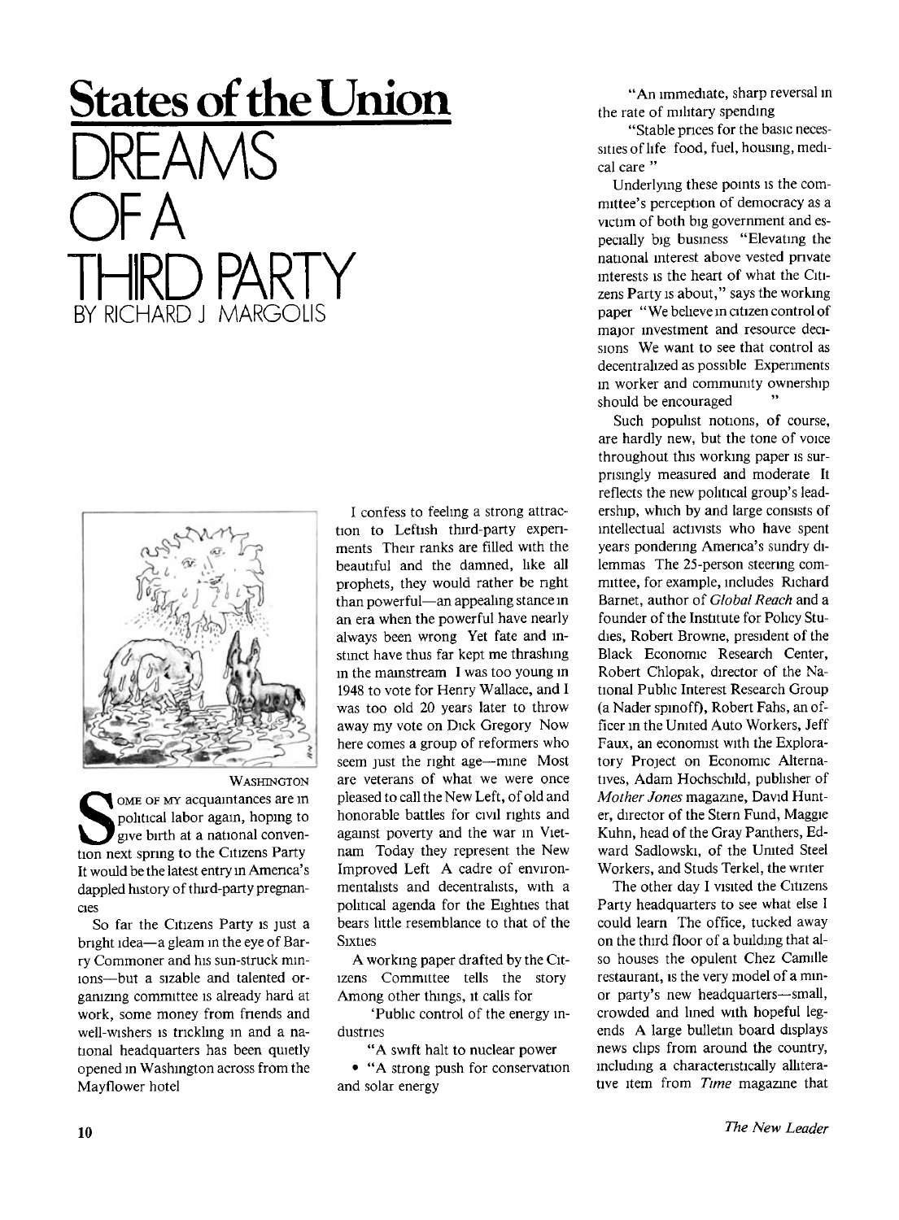# States of the Union

# DREAMS OF A THIRD PARTY

BY RICHARD J MARGOLIS

WASHINGTON

SOME OF MY acquaintances are in political labor again, hoping to give birth at a national convention next spring to the Citizens Party It would be the latest entry in America's dappled history of third-party pregnancies

So far the Citizens Party is just a bright idea—a gleam in the eye of Barry Commoner and his sun-struck minions—but a sizable and talented organizing committee is already hard at work, some money from friends and well-wishers is trickling in and a national headquarters has been quietly opened in Washington across from the Mayflower hotel

I confess to feeling a strong attraction to Leftish third-party experiments Their ranks are filled with the beautiful and the damned, like all prophets, they would rather be right than powerful—an appealing stance in an era when the powerful have nearly always been wrong Yet fate and instinct have thus far kept me thrashing in the mainstream I was too young in 1948 to vote for Henry Wallace, and I was too old 20 years later to throw away my vote on Dick Gregory Now here comes a group of reformers who seem just the right age—mine Most are veterans of what we were once pleased to call the New Left, of old and honorable battles for civil rights and against poverty and the war in Vietnam Today they represent the New Improved Left A cadre of environmentalists and decentralists, with a political agenda for the Eighties that bears little resemblance to that of the Sixties

A working paper drafted by the Citizens Committee tells the story Among other things, it calls for

'Public control of the energy industries

"A swift halt to nuclear power

• "A strong push for conservation and solar energy

"An immediate, sharp reversal in the rate of military spending

"Stable prices for the basic necessities of life food, fuel, housing, medical care "

Underlying these points is the committee's perception of democracy as a victim of both big government and especially big business "Elevating the national interest above vested private interests is the heart of what the Citizens Party is about," says the working paper "We believe in citizen control of major investment and resource decisions We want to see that control as decentralized as possible Experiments in worker and community ownership should be encouraged "

Such populist notions, of course, are hardly new, but the tone of voice throughout this working paper is surprisingly measured and moderate It reflects the new political group's leadership, which by and large consists of intellectual activists who have spent years pondering America's sundry dilemmas The 25-person steering committee, for example, includes Richard Barnet, author of *Global Reach* and a founder of the Institute for Policy Studies, Robert Browne, president of the Black Economic Research Center, Robert Chlopak, director of the National Public Interest Research Group (a Nader spinoff), Robert Fahs, an officer in the United Auto Workers, Jeff Faux, an economist with the Exploratory Project on Economic Alternatives, Adam Hochschild, publisher of *Mother Jones* magazine, David Hunter, director of the Stern Fund, Maggie Kuhn, head of the Gray Panthers, Edward Sadlowski, of the United Steel Workers, and Studs Terkel, the writer

The other day I visited the Citizens Party headquarters to see what else I could learn The office, tucked away on the third floor of a building that also houses the opulent Chez Camille restaurant, is the very model of a minor party's new headquarters—small, crowded and lined with hopeful legends A large bulletin board displays news clips from around the country, including a characteristically alliterative item from *Time* magazine that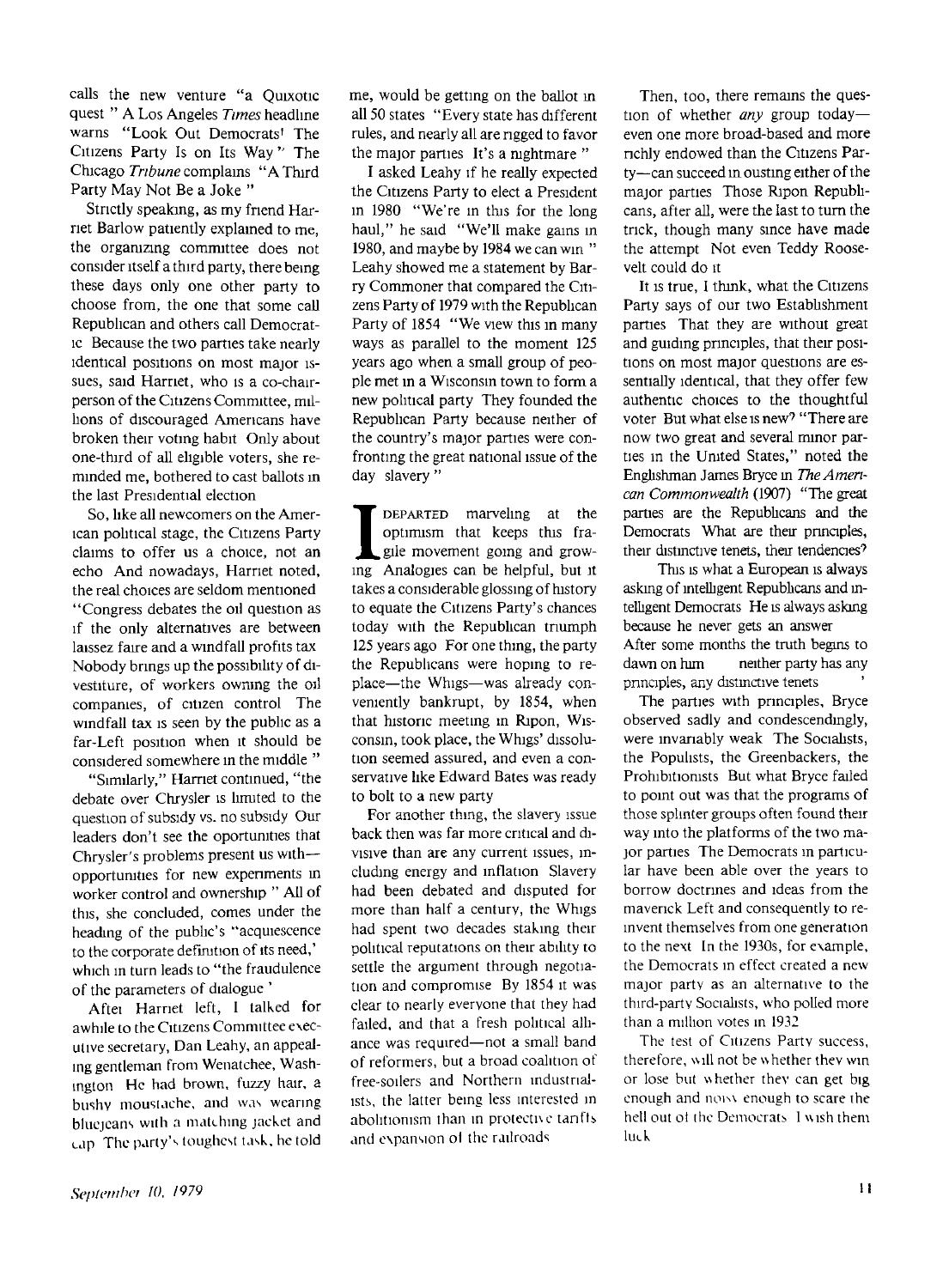calls the new venture "a Quixotic quest " A Los Angeles *Times* headline warns "Look Out Democrats! The Citizens Party Is on Its Way " The Chicago *Tribune* complains "A Third Party May Not Be a Joke "

Strictly speaking, as my friend Harriet Barlow patiently explained to me, the organizing committee does not consider itself a third party, there being these days only one other party to choose from, the one that some call Republican and others call Democratic Because the two parties take nearly identical positions on most major issues, said Harriet, who is a co-chairperson of the Citizens Committee, millions of discouraged Americans have broken their voting habit Only about one-third of all eligible voters, she reminded me, bothered to cast ballots in the last Presidential election

So, like all newcomers on the American political stage, the Citizens Party claims to offer us a choice, not an echo And nowadays, Harriet noted, the real choices are seldom mentioned "Congress debates the oil question as if the only alternatives are between laissez faire and a windfall profits tax Nobody brings up the possibility of divestiture, of workers owning the oil companies, of citizen control The windfall tax is seen by the public as a far-Left position when it should be considered somewhere in the middle "

"Similarly," Harriet continued, "the debate over Chrysler is limited to the question of subsidy vs. no subsidy Our leaders don't see the oportunities that Chrysler's problems present us with—opportunities for new experiments in worker control and ownership " All of this, she concluded, comes under the heading of the public's "acquiescence to the corporate definition of its need,' which in turn leads to "the fraudulence of the parameters of dialogue '

After Harriet left, I talked for awhile to the Citizens Committee executive secretary, Dan Leahy, an appealing gentleman from Wenatchee, Washington He had brown, fuzzy hair, a bushy moustache, and was wearing bluejeans with a matching jacket and cap The party's toughest task, he told me, would be getting on the ballot in all 50 states "Every state has different rules, and nearly all are rigged to favor the major parties It's a nightmare "

I asked Leahy if he really expected the Citizens Party to elect a President in 1980 "We're in this for the long haul," he said "We'll make gains in 1980, and maybe by 1984 we can win " Leahy showed me a statement by Barry Commoner that compared the Citizens Party of 1979 with the Republican Party of 1854 "We view this in many ways as parallel to the moment 125 years ago when a small group of people met in a Wisconsin town to form a new political party They founded the Republican Party because neither of the country's major parties were confronting the great national issue of the day slavery "

I DEPARTED marveling at the optimism that keeps this fragile movement going and growing Analogies can be helpful, but it takes a considerable glossing of history to equate the Citizens Party's chances today with the Republican triumph 125 years ago For one thing, the party the Republicans were hoping to replace—the Whigs—was already conveniently bankrupt, by 1854, when that historic meeting in Ripon, Wisconsin, took place, the Whigs' dissolution seemed assured, and even a conservative like Edward Bates was ready to bolt to a new party

For another thing, the slavery issue back then was far more critical and divisive than are any current issues, including energy and inflation Slavery had been debated and disputed for more than half a century, the Whigs had spent two decades staking their political reputations on their ability to settle the argument through negotiation and compromise By 1854 it was clear to nearly everyone that they had failed, and that a fresh political alliance was required—not a small band of reformers, but a broad coalition of free-soilers and Northern industrialists, the latter being less interested in abolitionism than in protective tariffs and expansion of the railroads

Then, too, there remains the question of whether *any* group today—even one more broad-based and more richly endowed than the Citizens Party—can succeed in ousting either of the major parties Those Ripon Republicans, after all, were the last to turn the trick, though many since have made the attempt Not even Teddy Roosevelt could do it

It is true, I think, what the Citizens Party says of our two Establishment parties That they are without great and guiding principles, that their positions on most major questions are essentially identical, that they offer few authentic choices to the thoughtful voter But what else is new? "There are now two great and several minor parties in the United States," noted the Englishman James Bryce in *The American Commonwealth* (1907) "The great parties are the Republicans and the Democrats What are their principles, their distinctive tenets, their tendencies?

This is what a European is always asking of intelligent Republicans and intelligent Democrats He is always asking because he never gets an answer After some months the truth begins to dawn on him neither party has any principles, any distinctive tenets '

The parties with principles, Bryce observed sadly and condescendingly, were invariably weak The Socialists, the Populists, the Greenbackers, the Prohibitionists But what Bryce failed to point out was that the programs of those splinter groups often found their way into the platforms of the two major parties The Democrats in particular have been able over the years to borrow doctrines and ideas from the maverick Left and consequently to reinvent themselves from one generation to the next In the 1930s, for example, the Democrats in effect created a new major party as an alternative to the third-party Socialists, who polled more than a million votes in 1932

The test of Citizens Party success, therefore, will not be whether they win or lose but whether they can get big enough and noisy enough to scare the hell out of the Democrats I wish them luck